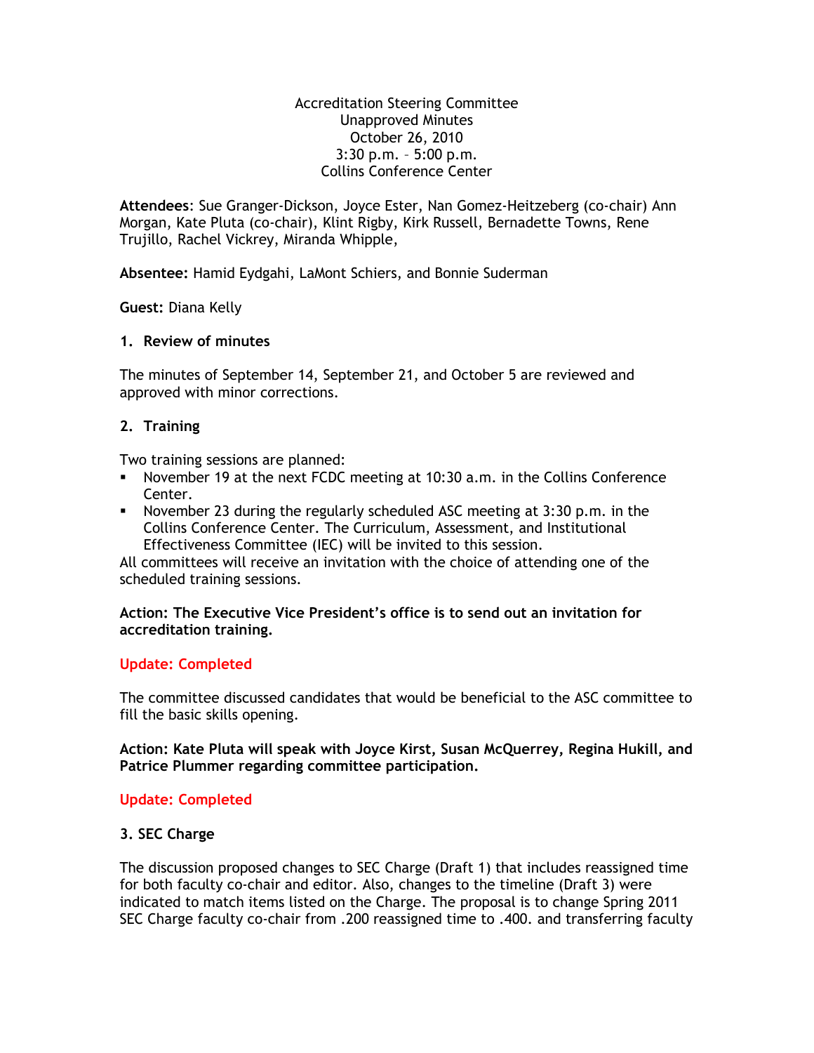Accreditation Steering Committee
Unapproved Minutes
October 26, 2010
3:30 p.m. – 5:00 p.m.
Collins Conference Center

**Attendees**: Sue Granger-Dickson, Joyce Ester, Nan Gomez-Heitzeberg (co-chair) Ann Morgan, Kate Pluta (co-chair), Klint Rigby, Kirk Russell, Bernadette Towns, Rene Trujillo, Rachel Vickrey, Miranda Whipple,

**Absentee:** Hamid Eydgahi, LaMont Schiers, and Bonnie Suderman

**Guest:** Diana Kelly

**1. Review of minutes**

The minutes of September 14, September 21, and October 5 are reviewed and approved with minor corrections.

**2. Training**

Two training sessions are planned:

- November 19 at the next FCDC meeting at 10:30 a.m. in the Collins Conference Center.
- November 23 during the regularly scheduled ASC meeting at 3:30 p.m. in the Collins Conference Center. The Curriculum, Assessment, and Institutional Effectiveness Committee (IEC) will be invited to this session.

All committees will receive an invitation with the choice of attending one of the scheduled training sessions.

**Action: The Executive Vice President's office is to send out an invitation for accreditation training.**

**Update: Completed**

The committee discussed candidates that would be beneficial to the ASC committee to fill the basic skills opening.

**Action: Kate Pluta will speak with Joyce Kirst, Susan McQuerrey, Regina Hukill, and Patrice Plummer regarding committee participation.**

**Update: Completed**

**3. SEC Charge**

The discussion proposed changes to SEC Charge (Draft 1) that includes reassigned time for both faculty co-chair and editor. Also, changes to the timeline (Draft 3) were indicated to match items listed on the Charge. The proposal is to change Spring 2011 SEC Charge faculty co-chair from .200 reassigned time to .400. and transferring faculty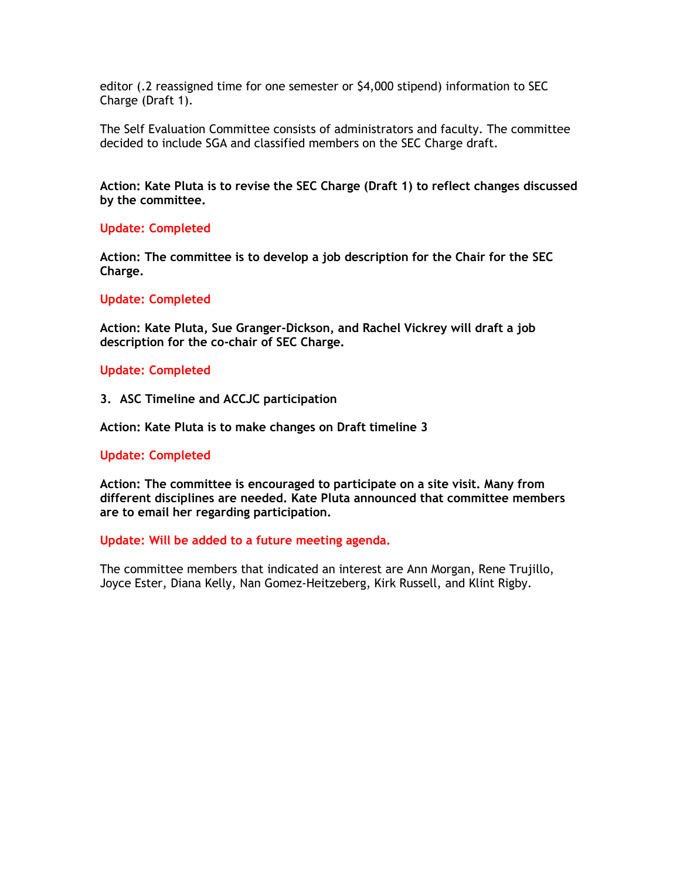editor (.2 reassigned time for one semester or $4,000 stipend) information to SEC Charge (Draft 1).

The Self Evaluation Committee consists of administrators and faculty. The committee decided to include SGA and classified members on the SEC Charge draft.

**Action: Kate Pluta is to revise the SEC Charge (Draft 1) to reflect changes discussed by the committee.**

**Update: Completed**

**Action: The committee is to develop a job description for the Chair for the SEC Charge.**

**Update: Completed**

**Action: Kate Pluta, Sue Granger-Dickson, and Rachel Vickrey will draft a job description for the co-chair of SEC Charge.**

**Update: Completed**

**3. ASC Timeline and ACCJC participation**

**Action: Kate Pluta is to make changes on Draft timeline 3**

**Update: Completed**

**Action: The committee is encouraged to participate on a site visit. Many from different disciplines are needed. Kate Pluta announced that committee members are to email her regarding participation.**

**Update: Will be added to a future meeting agenda.**

The committee members that indicated an interest are Ann Morgan, Rene Trujillo, Joyce Ester, Diana Kelly, Nan Gomez-Heitzeberg, Kirk Russell, and Klint Rigby.